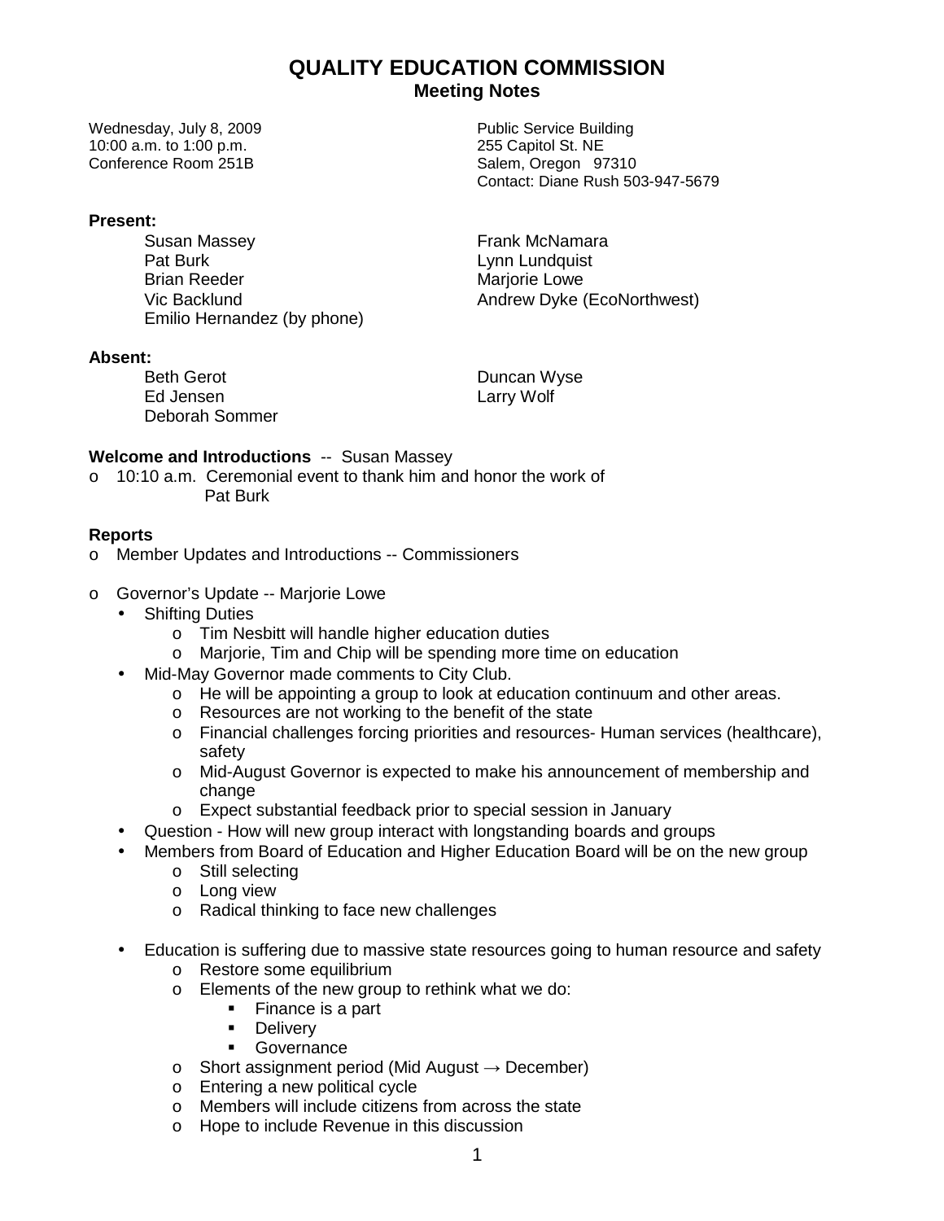# QUALITY EDUCATION COMMISSION
## Meeting Notes

Wednesday, July 8, 2009
10:00 a.m. to 1:00 p.m.
Conference Room 251B

Public Service Building
255 Capitol St. NE
Salem, Oregon 97310
Contact: Diane Rush 503-947-5679

**Present:**

- Susan Massey
- Pat Burk
- Brian Reeder
- Vic Backlund
- Emilio Hernandez (by phone)
- Frank McNamara
- Lynn Lundquist
- Marjorie Lowe
- Andrew Dyke (EcoNorthwest)

**Absent:**

- Beth Gerot
- Ed Jensen
- Deborah Sommer
- Duncan Wyse
- Larry Wolf

**Welcome and Introductions** -- Susan Massey

- 10:10 a.m. Ceremonial event to thank him and honor the work of Pat Burk

**Reports**

- Member Updates and Introductions -- Commissioners

- Governor's Update -- Marjorie Lowe
  - Shifting Duties
    - Tim Nesbitt will handle higher education duties
    - Marjorie, Tim and Chip will be spending more time on education
  - Mid-May Governor made comments to City Club.
    - He will be appointing a group to look at education continuum and other areas.
    - Resources are not working to the benefit of the state
    - Financial challenges forcing priorities and resources- Human services (healthcare), safety
    - Mid-August Governor is expected to make his announcement of membership and change
    - Expect substantial feedback prior to special session in January
  - Question - How will new group interact with longstanding boards and groups
  - Members from Board of Education and Higher Education Board will be on the new group
    - Still selecting
    - Long view
    - Radical thinking to face new challenges

  - Education is suffering due to massive state resources going to human resource and safety
    - Restore some equilibrium
    - Elements of the new group to rethink what we do:
      - Finance is a part
      - Delivery
      - Governance
    - Short assignment period (Mid August → December)
    - Entering a new political cycle
    - Members will include citizens from across the state
    - Hope to include Revenue in this discussion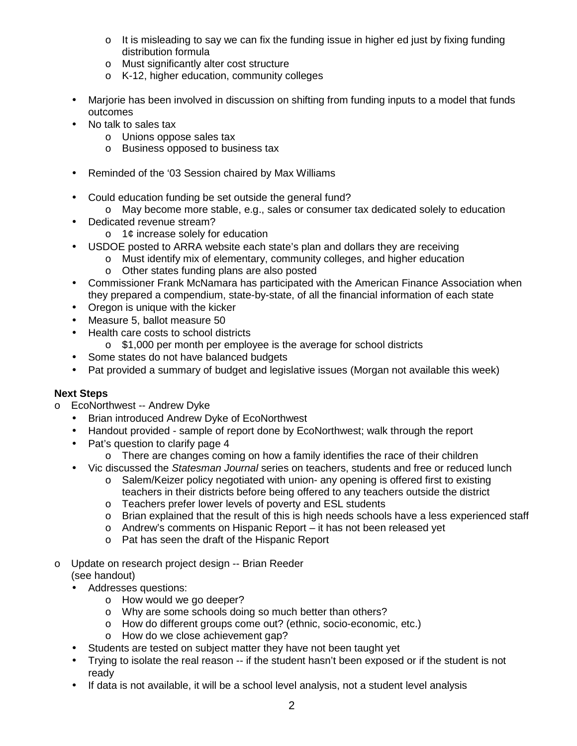- It is misleading to say we can fix the funding issue in higher ed just by fixing funding distribution formula
    - Must significantly alter cost structure
    - K-12, higher education, community colleges

- Marjorie has been involved in discussion on shifting from funding inputs to a model that funds outcomes
- No talk to sales tax
    - Unions oppose sales tax
    - Business opposed to business tax

- Reminded of the '03 Session chaired by Max Williams

- Could education funding be set outside the general fund?
    - May become more stable, e.g., sales or consumer tax dedicated solely to education
- Dedicated revenue stream?
    - 1¢ increase solely for education
- USDOE posted to ARRA website each state's plan and dollars they are receiving
    - Must identify mix of elementary, community colleges, and higher education
    - Other states funding plans are also posted
- Commissioner Frank McNamara has participated with the American Finance Association when they prepared a compendium, state-by-state, of all the financial information of each state
- Oregon is unique with the kicker
- Measure 5, ballot measure 50
- Health care costs to school districts
    - $1,000 per month per employee is the average for school districts
- Some states do not have balanced budgets
- Pat provided a summary of budget and legislative issues (Morgan not available this week)

**Next Steps**

- EcoNorthwest -- Andrew Dyke
    - Brian introduced Andrew Dyke of EcoNorthwest
    - Handout provided - sample of report done by EcoNorthwest; walk through the report
    - Pat's question to clarify page 4
        - There are changes coming on how a family identifies the race of their children
    - Vic discussed the *Statesman Journal* series on teachers, students and free or reduced lunch
        - Salem/Keizer policy negotiated with union- any opening is offered first to existing teachers in their districts before being offered to any teachers outside the district
        - Teachers prefer lower levels of poverty and ESL students
        - Brian explained that the result of this is high needs schools have a less experienced staff
        - Andrew's comments on Hispanic Report – it has not been released yet
        - Pat has seen the draft of the Hispanic Report

- Update on research project design -- Brian Reeder
  (see handout)
    - Addresses questions:
        - How would we go deeper?
        - Why are some schools doing so much better than others?
        - How do different groups come out? (ethnic, socio-economic, etc.)
        - How do we close achievement gap?
    - Students are tested on subject matter they have not been taught yet
    - Trying to isolate the real reason -- if the student hasn't been exposed or if the student is not ready
    - If data is not available, it will be a school level analysis, not a student level analysis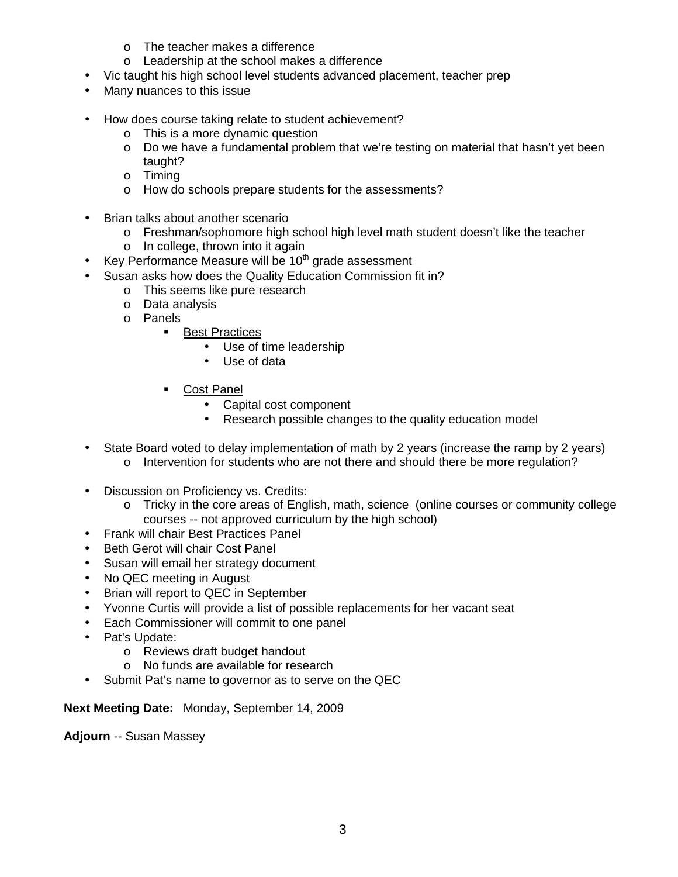- The teacher makes a difference
  - Leadership at the school makes a difference
- Vic taught his high school level students advanced placement, teacher prep
- Many nuances to this issue

- How does course taking relate to student achievement?
  - This is a more dynamic question
  - Do we have a fundamental problem that we're testing on material that hasn't yet been taught?
  - Timing
  - How do schools prepare students for the assessments?

- Brian talks about another scenario
  - Freshman/sophomore high school high level math student doesn't like the teacher
  - In college, thrown into it again
- Key Performance Measure will be 10th grade assessment
- Susan asks how does the Quality Education Commission fit in?
  - This seems like pure research
  - Data analysis
  - Panels
    - <u>Best Practices</u>
      - Use of time leadership
      - Use of data

    - <u>Cost Panel</u>
      - Capital cost component
      - Research possible changes to the quality education model

- State Board voted to delay implementation of math by 2 years (increase the ramp by 2 years)
  - Intervention for students who are not there and should there be more regulation?

- Discussion on Proficiency vs. Credits:
  - Tricky in the core areas of English, math, science (online courses or community college courses -- not approved curriculum by the high school)
- Frank will chair Best Practices Panel
- Beth Gerot will chair Cost Panel
- Susan will email her strategy document
- No QEC meeting in August
- Brian will report to QEC in September
- Yvonne Curtis will provide a list of possible replacements for her vacant seat
- Each Commissioner will commit to one panel
- Pat's Update:
  - Reviews draft budget handout
  - No funds are available for research
- Submit Pat's name to governor as to serve on the QEC

**Next Meeting Date:** Monday, September 14, 2009

**Adjourn** -- Susan Massey